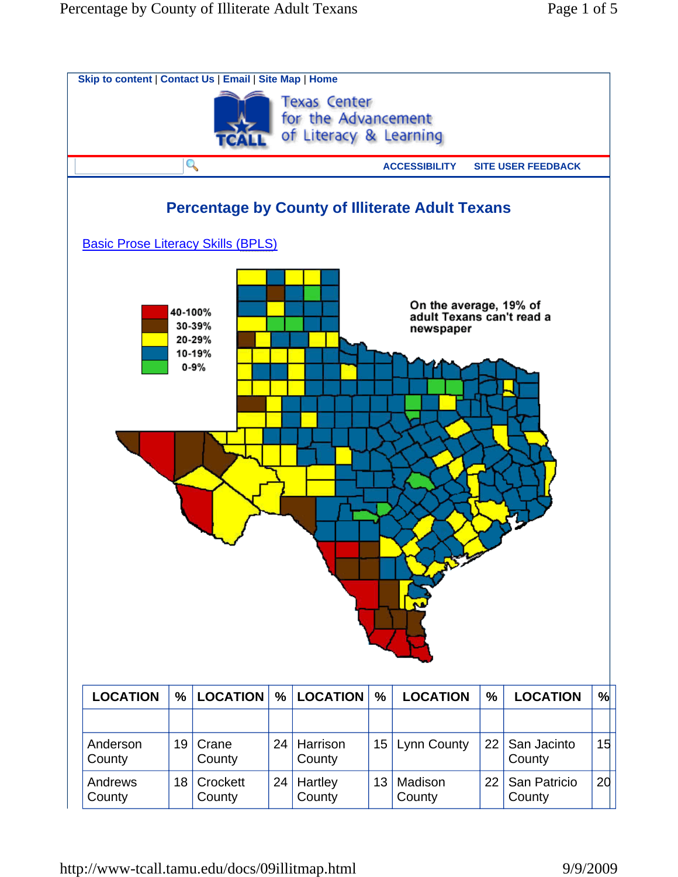Skip to content | Contact Us | Email | Site Map | Home

Texas Center for the Advancement of Literacy & Learning

ACCESSIBILITY SITE USER FEEDBACK

# Percentage by County of Illiterate Adult Texans

Basic Prose Literacy Skills (BPLS)

40-100%
30-39%
20-29%
10-19%
0-9%

On the average, 19% of adult Texans can't read a newspaper

| LOCATION | % | LOCATION | % | LOCATION | % | LOCATION | % | LOCATION | % |
|---|---|---|---|---|---|---|---|---|---|
| | | | | | | | | | |
| Anderson County | 19 | Crane County | 24 | Harrison County | 15 | Lynn County | 22 | San Jacinto County | 15 |
| Andrews County | 18 | Crockett County | 24 | Hartley County | 13 | Madison County | 22 | San Patricio County | 20 |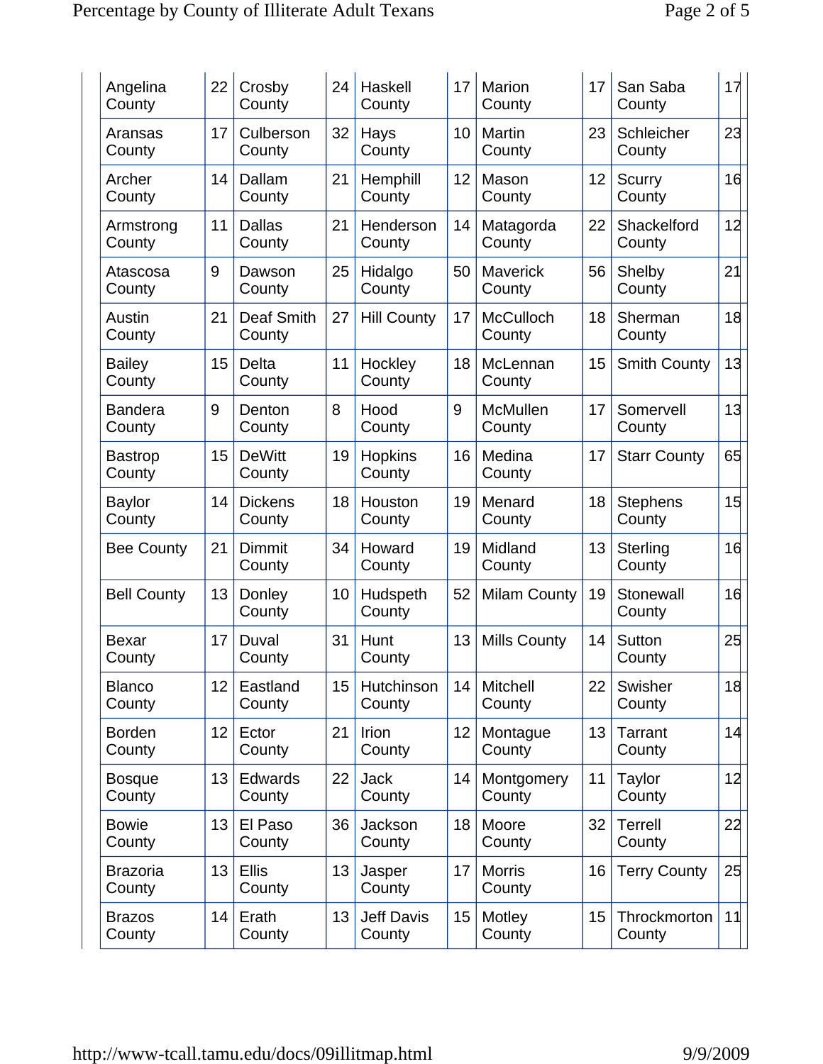| Angelina County | 22 | Crosby County | 24 | Haskell County | 17 | Marion County | 17 | San Saba County | 17 |
|---|---|---|---|---|---|---|---|---|---|
| Aransas County | 17 | Culberson County | 32 | Hays County | 10 | Martin County | 23 | Schleicher County | 23 |
| Archer County | 14 | Dallam County | 21 | Hemphill County | 12 | Mason County | 12 | Scurry County | 16 |
| Armstrong County | 11 | Dallas County | 21 | Henderson County | 14 | Matagorda County | 22 | Shackelford County | 12 |
| Atascosa County | 9 | Dawson County | 25 | Hidalgo County | 50 | Maverick County | 56 | Shelby County | 21 |
| Austin County | 21 | Deaf Smith County | 27 | Hill County | 17 | McCulloch County | 18 | Sherman County | 18 |
| Bailey County | 15 | Delta County | 11 | Hockley County | 18 | McLennan County | 15 | Smith County | 13 |
| Bandera County | 9 | Denton County | 8 | Hood County | 9 | McMullen County | 17 | Somervell County | 13 |
| Bastrop County | 15 | DeWitt County | 19 | Hopkins County | 16 | Medina County | 17 | Starr County | 65 |
| Baylor County | 14 | Dickens County | 18 | Houston County | 19 | Menard County | 18 | Stephens County | 15 |
| Bee County | 21 | Dimmit County | 34 | Howard County | 19 | Midland County | 13 | Sterling County | 16 |
| Bell County | 13 | Donley County | 10 | Hudspeth County | 52 | Milam County | 19 | Stonewall County | 16 |
| Bexar County | 17 | Duval County | 31 | Hunt County | 13 | Mills County | 14 | Sutton County | 25 |
| Blanco County | 12 | Eastland County | 15 | Hutchinson County | 14 | Mitchell County | 22 | Swisher County | 18 |
| Borden County | 12 | Ector County | 21 | Irion County | 12 | Montague County | 13 | Tarrant County | 14 |
| Bosque County | 13 | Edwards County | 22 | Jack County | 14 | Montgomery County | 11 | Taylor County | 12 |
| Bowie County | 13 | El Paso County | 36 | Jackson County | 18 | Moore County | 32 | Terrell County | 22 |
| Brazoria County | 13 | Ellis County | 13 | Jasper County | 17 | Morris County | 16 | Terry County | 25 |
| Brazos County | 14 | Erath County | 13 | Jeff Davis County | 15 | Motley County | 15 | Throckmorton County | 11 |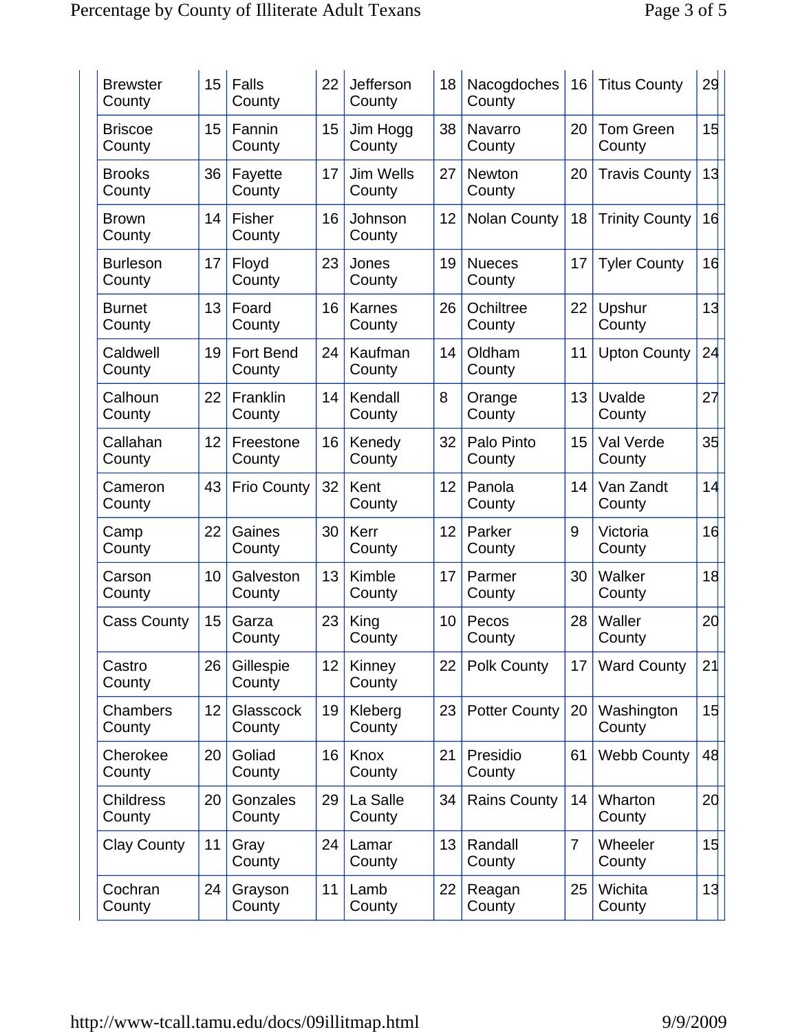| | | | | | | | | | |
|---|---|---|---|---|---|---|---|---|---|
| Brewster County | 15 | Falls County | 22 | Jefferson County | 18 | Nacogdoches County | 16 | Titus County | 29 |
| Briscoe County | 15 | Fannin County | 15 | Jim Hogg County | 38 | Navarro County | 20 | Tom Green County | 15 |
| Brooks County | 36 | Fayette County | 17 | Jim Wells County | 27 | Newton County | 20 | Travis County | 13 |
| Brown County | 14 | Fisher County | 16 | Johnson County | 12 | Nolan County | 18 | Trinity County | 16 |
| Burleson County | 17 | Floyd County | 23 | Jones County | 19 | Nueces County | 17 | Tyler County | 16 |
| Burnet County | 13 | Foard County | 16 | Karnes County | 26 | Ochiltree County | 22 | Upshur County | 13 |
| Caldwell County | 19 | Fort Bend County | 24 | Kaufman County | 14 | Oldham County | 11 | Upton County | 24 |
| Calhoun County | 22 | Franklin County | 14 | Kendall County | 8 | Orange County | 13 | Uvalde County | 27 |
| Callahan County | 12 | Freestone County | 16 | Kenedy County | 32 | Palo Pinto County | 15 | Val Verde County | 35 |
| Cameron County | 43 | Frio County | 32 | Kent County | 12 | Panola County | 14 | Van Zandt County | 14 |
| Camp County | 22 | Gaines County | 30 | Kerr County | 12 | Parker County | 9 | Victoria County | 16 |
| Carson County | 10 | Galveston County | 13 | Kimble County | 17 | Parmer County | 30 | Walker County | 18 |
| Cass County | 15 | Garza County | 23 | King County | 10 | Pecos County | 28 | Waller County | 20 |
| Castro County | 26 | Gillespie County | 12 | Kinney County | 22 | Polk County | 17 | Ward County | 21 |
| Chambers County | 12 | Glasscock County | 19 | Kleberg County | 23 | Potter County | 20 | Washington County | 15 |
| Cherokee County | 20 | Goliad County | 16 | Knox County | 21 | Presidio County | 61 | Webb County | 48 |
| Childress County | 20 | Gonzales County | 29 | La Salle County | 34 | Rains County | 14 | Wharton County | 20 |
| Clay County | 11 | Gray County | 24 | Lamar County | 13 | Randall County | 7 | Wheeler County | 15 |
| Cochran County | 24 | Grayson County | 11 | Lamb County | 22 | Reagan County | 25 | Wichita County | 13 |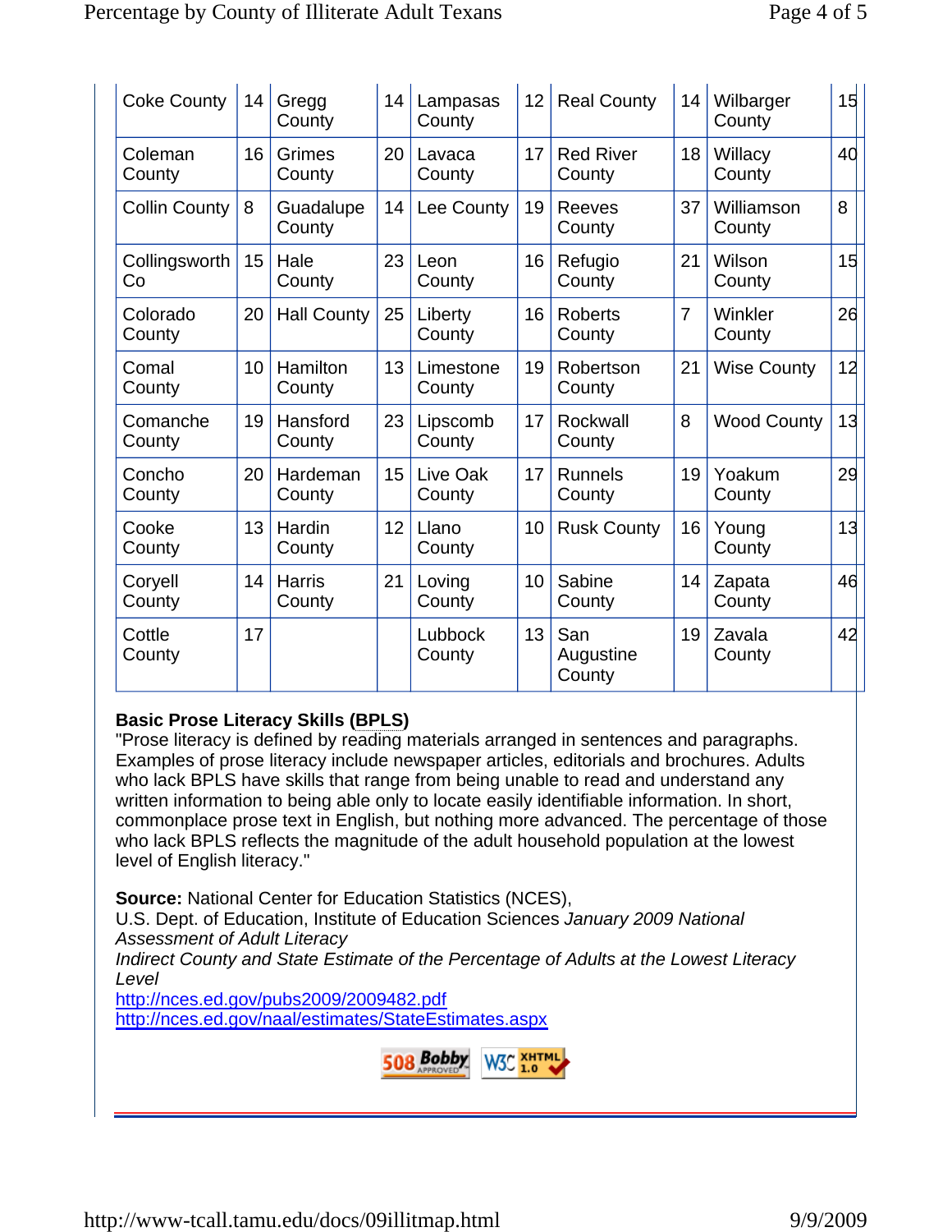| Coke County | 14 | Gregg County | 14 | Lampasas County | 12 | Real County | 14 | Wilbarger County | 15 |
|---|---|---|---|---|---|---|---|---|---|
| Coleman County | 16 | Grimes County | 20 | Lavaca County | 17 | Red River County | 18 | Willacy County | 40 |
| Collin County | 8 | Guadalupe County | 14 | Lee County | 19 | Reeves County | 37 | Williamson County | 8 |
| Collingsworth Co | 15 | Hale County | 23 | Leon County | 16 | Refugio County | 21 | Wilson County | 15 |
| Colorado County | 20 | Hall County | 25 | Liberty County | 16 | Roberts County | 7 | Winkler County | 26 |
| Comal County | 10 | Hamilton County | 13 | Limestone County | 19 | Robertson County | 21 | Wise County | 12 |
| Comanche County | 19 | Hansford County | 23 | Lipscomb County | 17 | Rockwall County | 8 | Wood County | 13 |
| Concho County | 20 | Hardeman County | 15 | Live Oak County | 17 | Runnels County | 19 | Yoakum County | 29 |
| Cooke County | 13 | Hardin County | 12 | Llano County | 10 | Rusk County | 16 | Young County | 13 |
| Coryell County | 14 | Harris County | 21 | Loving County | 10 | Sabine County | 14 | Zapata County | 46 |
| Cottle County | 17 | | | Lubbock County | 13 | San Augustine County | 19 | Zavala County | 42 |

**Basic Prose Literacy Skills (BPLS)**
"Prose literacy is defined by reading materials arranged in sentences and paragraphs. Examples of prose literacy include newspaper articles, editorials and brochures. Adults who lack BPLS have skills that range from being unable to read and understand any written information to being able only to locate easily identifiable information. In short, commonplace prose text in English, but nothing more advanced. The percentage of those who lack BPLS reflects the magnitude of the adult household population at the lowest level of English literacy."

**Source:** National Center for Education Statistics (NCES),
U.S. Dept. of Education, Institute of Education Sciences *January 2009 National Assessment of Adult Literacy*
*Indirect County and State Estimate of the Percentage of Adults at the Lowest Literacy Level*
http://nces.ed.gov/pubs2009/2009482.pdf
http://nces.ed.gov/naal/estimates/StateEstimates.aspx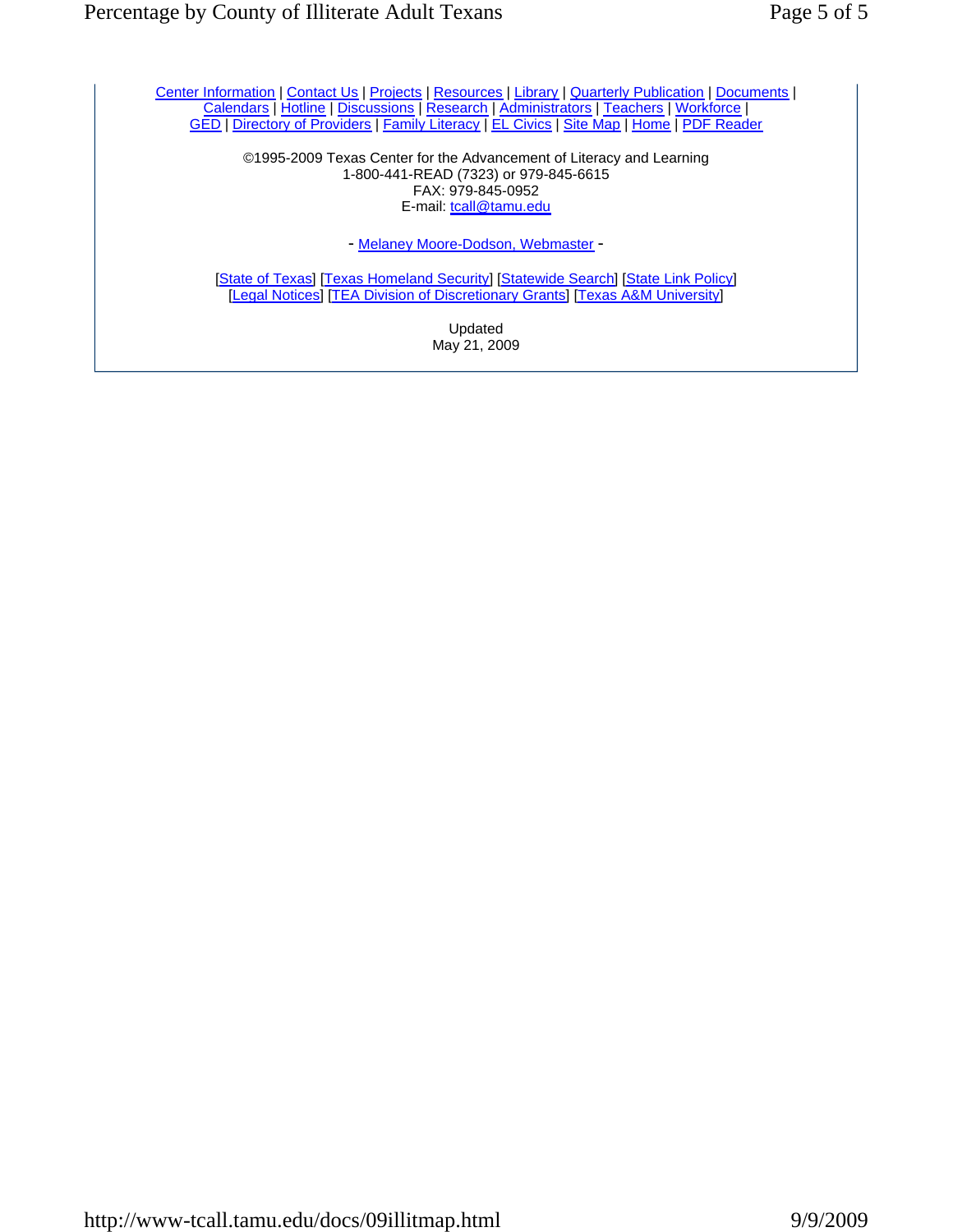Center Information | Contact Us | Projects | Resources | Library | Quarterly Publication | Documents | Calendars | Hotline | Discussions | Research | Administrators | Teachers | Workforce | GED | Directory of Providers | Family Literacy | EL Civics | Site Map | Home | PDF Reader

©1995-2009 Texas Center for the Advancement of Literacy and Learning
1-800-441-READ (7323) or 979-845-6615
FAX: 979-845-0952
E-mail: tcall@tamu.edu

- Melaney Moore-Dodson, Webmaster -

[State of Texas] [Texas Homeland Security] [Statewide Search] [State Link Policy]
[Legal Notices] [TEA Division of Discretionary Grants] [Texas A&M University]

Updated
May 21, 2009